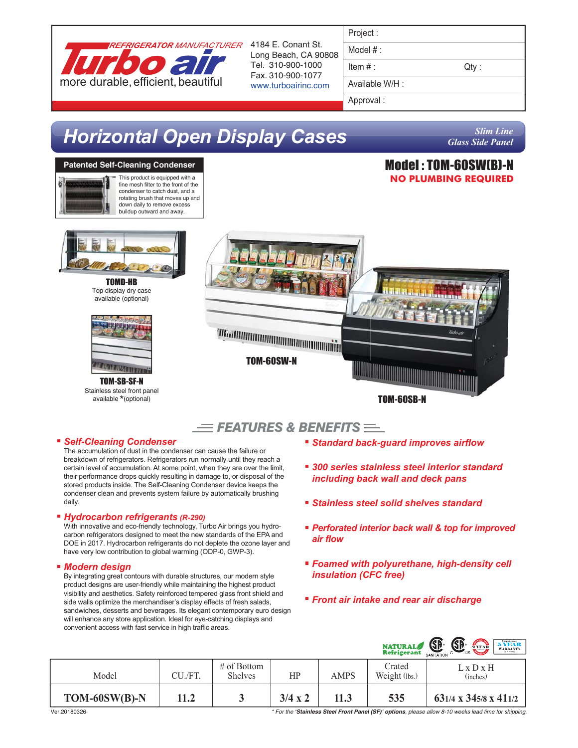REFRIGERATOR MANUFACTURER

**Turbo air**

more durable, efficient, beautiful

4184 E. Conant St.
Long Beach, CA 90808
Tel. 310-900-1000
Fax. 310-900-1077
www.turboairinc.com

| Project : | |
|---|---|
| Model # : | |
| Item # : | Qty : |
| Available W/H : | |
| Approval : | |

# Horizontal Open Display Cases

*Slim Line*
*Glass Side Panel*

## Model : TOM-60SW(B)-N

**NO PLUMBING REQUIRED**

### Patented Self-Cleaning Condenser

This product is equipped with a fine mesh filter to the front of the condenser to catch dust, and a rotating brush that moves up and down daily to remove excess buildup outward and away.

**TOMD-HB**
Top display dry case available (optional)

**TOM-SB-SF-N**
Stainless steel front panel available *(optional)

**TOM-60SW-N**

**TOM-60SB-N**

## FEATURES & BENEFITS

- ***Self-Cleaning Condenser***
  The accumulation of dust in the condenser can cause the failure or breakdown of refrigerators. Refrigerators run normally until they reach a certain level of accumulation. At some point, when they are over the limit, their performance drops quickly resulting in damage to, or disposal of the stored products inside. The Self-Cleaning Condenser device keeps the condenser clean and prevents system failure by automatically brushing daily.
- ***Hydrocarbon refrigerants (R-290)***
  With innovative and eco-friendly technology, Turbo Air brings you hydrocarbon refrigerators designed to meet the new standards of the EPA and DOE in 2017. Hydrocarbon refrigerants do not deplete the ozone layer and have very low contribution to global warming (ODP-0, GWP-3).
- ***Modern design***
  By integrating great contours with durable structures, our modern style product designs are user-friendly while maintaining the highest product visibility and aesthetics. Safety reinforced tempered glass front shield and side walls optimize the merchandiser's display effects of fresh salads, sandwiches, desserts and beverages. Its elegant contemporary euro design will enhance any store application. Ideal for eye-catching displays and convenient access with fast service in high traffic areas.
- ***Standard back-guard improves airflow***
- ***300 series stainless steel interior standard including back wall and deck pans***
- ***Stainless steel solid shelves standard***
- ***Perforated interior back wall & top for improved air flow***
- ***Foamed with polyurethane, high-density cell insulation (CFC free)***
- ***Front air intake and rear air discharge***

NATURAL Refrigerant | SANITATION | C US | 2 YEAR WARRANTY | 5 YEAR Compressor WARRANTY

| Model | CU./FT. | # of Bottom Shelves | HP | AMPS | Crated Weight (lbs.) | L x D x H (inches) |
|---|---|---|---|---|---|---|
| **TOM-60SW(B)-N** | **11.2** | **3** | **3/4 x 2** | **11.3** | **535** | **63 1/4 x 34 5/8 x 41 1/2** |

Ver.20180326

* For the '**Stainless Steel Front Panel (SF)' options**, please allow 8-10 weeks lead time for shipping.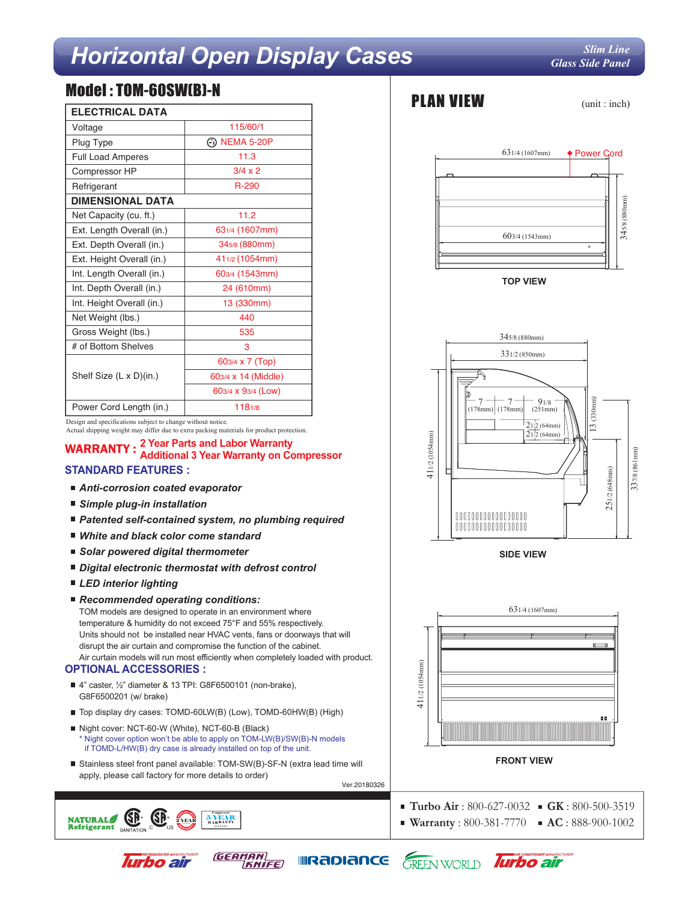# Horizontal Open Display Cases

*Slim Line*
*Glass Side Panel*

## Model : TOM-60SW(B)-N

| ELECTRICAL DATA | |
|---|---|
| Voltage | 115/60/1 |
| Plug Type | NEMA 5-20P |
| Full Load Amperes | 11.3 |
| Compressor HP | 3/4 x 2 |
| Refrigerant | R-290 |
| **DIMENSIONAL DATA** | |
| Net Capacity (cu. ft.) | 11.2 |
| Ext. Length Overall (in.) | 63 1/4 (1607mm) |
| Ext. Depth Overall (in.) | 34 5/8 (880mm) |
| Ext. Height Overall (in.) | 41 1/2 (1054mm) |
| Int. Length Overall (in.) | 60 3/4 (1543mm) |
| Int. Depth Overall (in.) | 24 (610mm) |
| Int. Height Overall (in.) | 13 (330mm) |
| Net Weight (lbs.) | 440 |
| Gross Weight (lbs.) | 535 |
| # of Bottom Shelves | 3 |
| Shelf Size (L x D)(in.) | 60 3/4 x 7 (Top) |
| | 60 3/4 x 14 (Middle) |
| | 60 3/4 x 9 3/4 (Low) |
| Power Cord Length (in.) | 118 1/8 |

Design and specifications subject to change without notice.
Actual shipping weight may differ due to extra packing materials for product protection.

**WARRANTY : 2 Year Parts and Labor Warranty**
**Additional 3 Year Warranty on Compressor**

### STANDARD FEATURES :

- ***Anti-corrosion coated evaporator***
- ***Simple plug-in installation***
- ***Patented self-contained system, no plumbing required***
- ***White and black color come standard***
- ***Solar powered digital thermometer***
- ***Digital electronic thermostat with defrost control***
- ***LED interior lighting***
- ***Recommended operating conditions:***
  TOM models are designed to operate in an environment where temperature & humidity do not exceed 75°F and 55% respectively.
  Units should not be installed near HVAC vents, fans or doorways that will disrupt the air curtain and compromise the function of the cabinet.
  Air curtain models will run most efficiently when completely loaded with product.

### OPTIONAL ACCESSORIES :

- 4" caster, ½" diameter & 13 TPI: G8F6500101 (non-brake), G8F6500201 (w/ brake)
- Top display dry cases: TOMD-60LW(B) (Low), TOMD-60HW(B) (High)
- Night cover: NCT-60-W (White), NCT-60-B (Black)
  \* Night cover option won't be able to apply on TOM-LW(B)/SW(B)-N models if TOMD-L/HW(B) dry case is already installed on top of the unit.
- Stainless steel front panel available: TOM-SW(B)-SF-N (extra lead time will apply, please call factory for more details to order)

Ver.20180326

## PLAN VIEW

(unit : inch)

63 1/4 (1607mm)
Power Cord
60 3/4 (1543mm)
34 5/8 (880mm)

**TOP VIEW**

34 5/8 (880mm)
33 1/2 (850mm)
7 (178mm)
7 (178mm)
9 1/8 (251mm)
2 1/2 (64mm)
2 1/2 (64mm)
13 (330mm)
41 1/2 (1054mm)
25 1/2 (648mm)
33 7/8 (861mm)

**SIDE VIEW**

63 1/4 (1607mm)
41 1/2 (1054mm)

**FRONT VIEW**

- **Turbo Air** : 800-627-0032
- **GK** : 800-500-3519
- **Warranty** : 800-381-7770
- **AC** : 888-900-1002

NATURAL Refrigerant · SANITATION · C US · 2 YEAR WARRANTY · Compressor 5 YEAR WARRANTY

Turbo air · GERMAN KNIFE · RADIANCE · GREEN WORLD · Turbo air